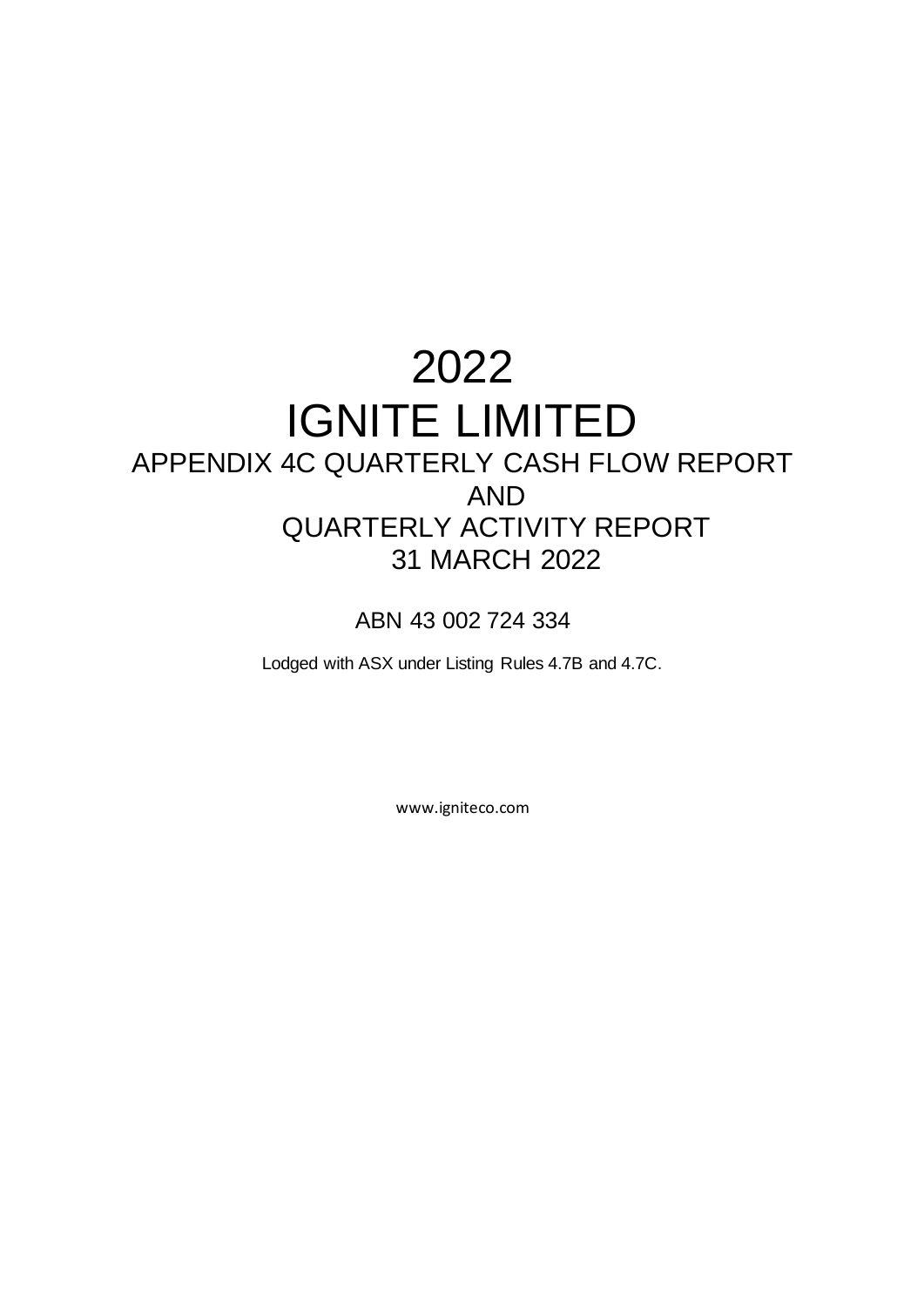# 2022

# IGNITE LIMITED

## APPENDIX 4C QUARTERLY CASH FLOW REPORT
## AND
## QUARTERLY ACTIVITY REPORT
## 31 MARCH 2022

ABN 43 002 724 334

Lodged with ASX under Listing Rules 4.7B and 4.7C.

www.igniteco.com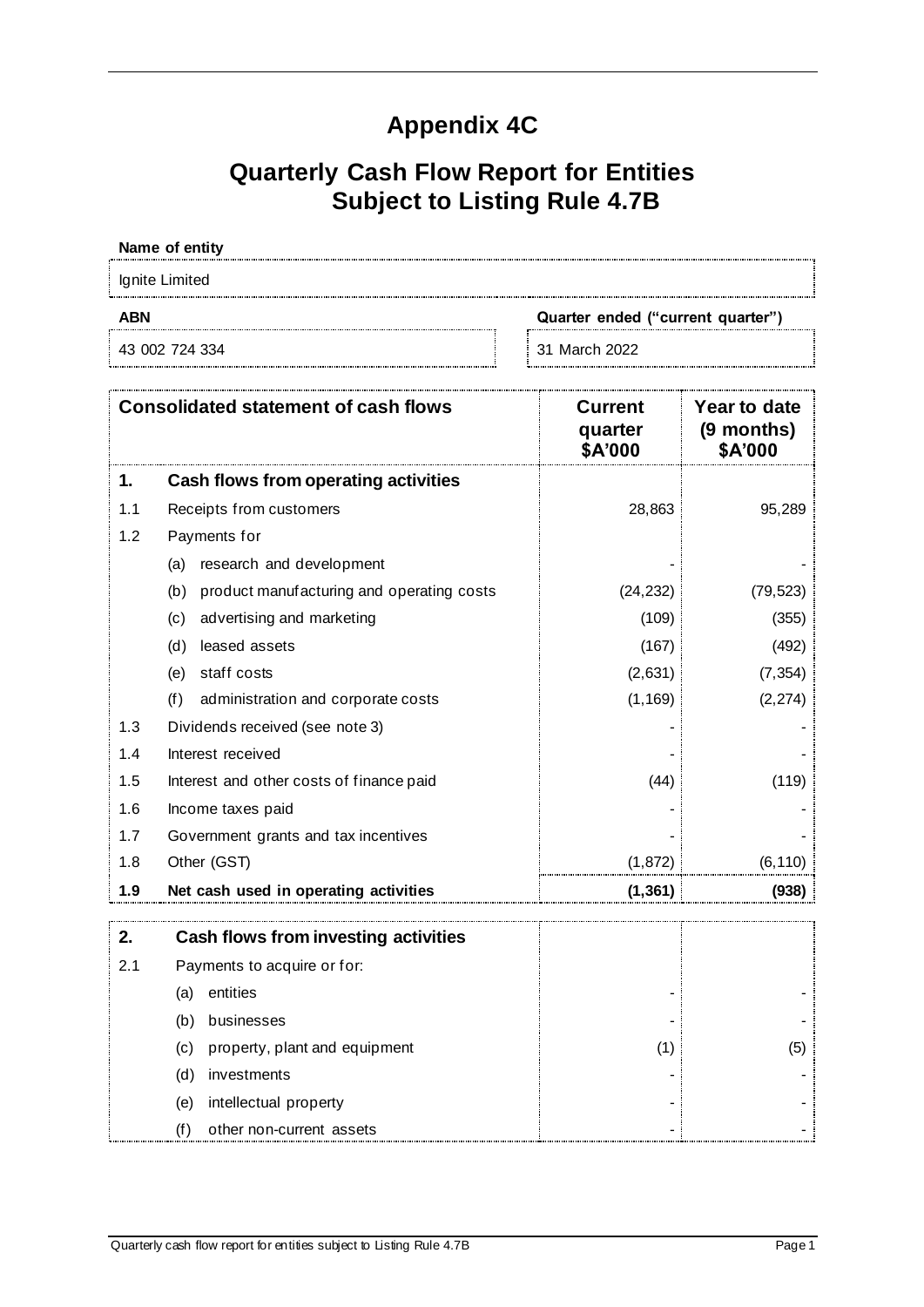# Appendix 4C

# Quarterly Cash Flow Report for Entities Subject to Listing Rule 4.7B

**Name of entity**

Ignite Limited

| **ABN** | **Quarter ended ("current quarter")** |
|---|---|
| 43 002 724 334 | 31 March 2022 |

| **Consolidated statement of cash flows** | | **Current quarter $A'000** | **Year to date (9 months) $A'000** |
|---|---|---|---|
| **1.** | **Cash flows from operating activities** | | |
| 1.1 | Receipts from customers | 28,863 | 95,289 |
| 1.2 | Payments for | | |
| | (a) research and development | - | - |
| | (b) product manufacturing and operating costs | (24,232) | (79,523) |
| | (c) advertising and marketing | (109) | (355) |
| | (d) leased assets | (167) | (492) |
| | (e) staff costs | (2,631) | (7,354) |
| | (f) administration and corporate costs | (1,169) | (2,274) |
| 1.3 | Dividends received (see note 3) | - | - |
| 1.4 | Interest received | - | - |
| 1.5 | Interest and other costs of finance paid | (44) | (119) |
| 1.6 | Income taxes paid | - | - |
| 1.7 | Government grants and tax incentives | - | - |
| 1.8 | Other (GST) | (1,872) | (6,110) |
| **1.9** | **Net cash used in operating activities** | **(1,361)** | **(938)** |

| | | | |
|---|---|---|---|
| **2.** | **Cash flows from investing activities** | | |
| 2.1 | Payments to acquire or for: | | |
| | (a) entities | - | - |
| | (b) businesses | - | - |
| | (c) property, plant and equipment | (1) | (5) |
| | (d) investments | - | - |
| | (e) intellectual property | - | - |
| | (f) other non-current assets | - | - |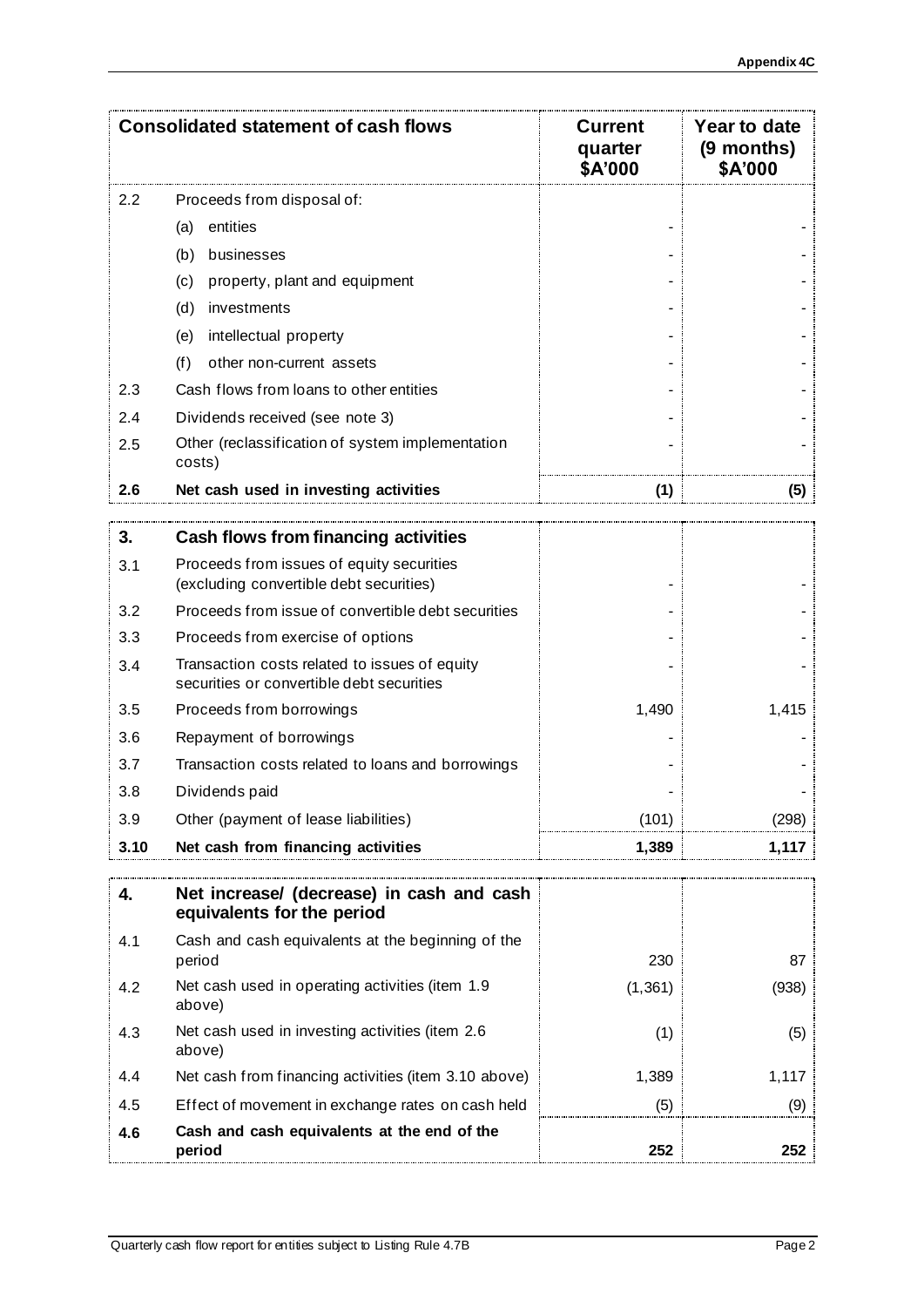| Consolidated statement of cash flows | | Current quarter $A'000 | Year to date (9 months) $A'000 |
|---|---|---|---|
| 2.2 | Proceeds from disposal of: | | |
| | (a) entities | - | - |
| | (b) businesses | - | - |
| | (c) property, plant and equipment | - | - |
| | (d) investments | - | - |
| | (e) intellectual property | - | - |
| | (f) other non-current assets | - | - |
| 2.3 | Cash flows from loans to other entities | - | - |
| 2.4 | Dividends received (see note 3) | - | - |
| 2.5 | Other (reclassification of system implementation costs) | - | - |
| **2.6** | **Net cash used in investing activities** | **(1)** | **(5)** |

| **3.** | **Cash flows from financing activities** | | |
|---|---|---|---|
| 3.1 | Proceeds from issues of equity securities (excluding convertible debt securities) | - | - |
| 3.2 | Proceeds from issue of convertible debt securities | - | - |
| 3.3 | Proceeds from exercise of options | - | - |
| 3.4 | Transaction costs related to issues of equity securities or convertible debt securities | - | - |
| 3.5 | Proceeds from borrowings | 1,490 | 1,415 |
| 3.6 | Repayment of borrowings | - | - |
| 3.7 | Transaction costs related to loans and borrowings | - | - |
| 3.8 | Dividends paid | - | - |
| 3.9 | Other (payment of lease liabilities) | (101) | (298) |
| **3.10** | **Net cash from financing activities** | **1,389** | **1,117** |

| **4.** | **Net increase/ (decrease) in cash and cash equivalents for the period** | | |
|---|---|---|---|
| 4.1 | Cash and cash equivalents at the beginning of the period | 230 | 87 |
| 4.2 | Net cash used in operating activities (item 1.9 above) | (1,361) | (938) |
| 4.3 | Net cash used in investing activities (item 2.6 above) | (1) | (5) |
| 4.4 | Net cash from financing activities (item 3.10 above) | 1,389 | 1,117 |
| 4.5 | Effect of movement in exchange rates on cash held | (5) | (9) |
| **4.6** | **Cash and cash equivalents at the end of the period** | **252** | **252** |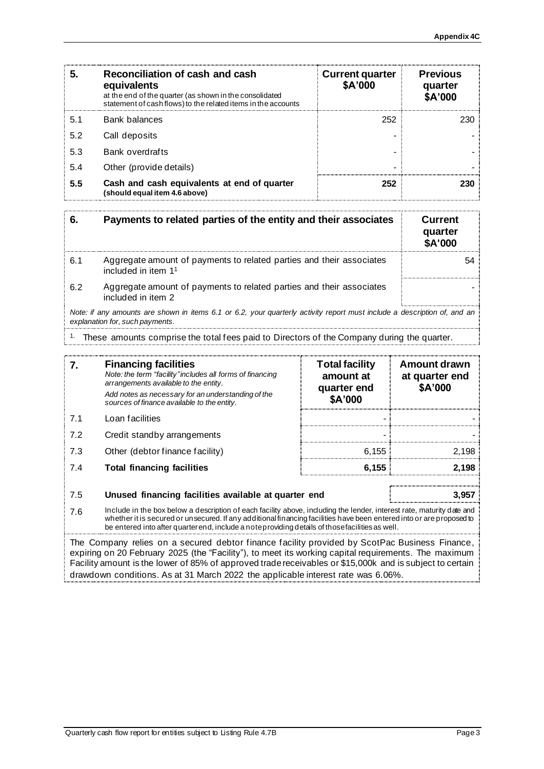| 5. | Reconciliation of cash and cash equivalents at the end of the quarter (as shown in the consolidated statement of cash flows) to the related items in the accounts | Current quarter \$A'000 | Previous quarter \$A'000 |
|---|---|---|---|
| 5.1 | Bank balances | 252 | 230 |
| 5.2 | Call deposits | - | - |
| 5.3 | Bank overdrafts | - | - |
| 5.4 | Other (provide details) | - | - |
| **5.5** | **Cash and cash equivalents at end of quarter (should equal item 4.6 above)** | **252** | **230** |

| 6. | Payments to related parties of the entity and their associates | Current quarter \$A'000 |
|---|---|---|
| 6.1 | Aggregate amount of payments to related parties and their associates included in item 1[1] | 54 |
| 6.2 | Aggregate amount of payments to related parties and their associates included in item 2 | - |

*Note: if any amounts are shown in items 6.1 or 6.2, your quarterly activity report must include a description of, and an explanation for, such payments.*

[1] These amounts comprise the total fees paid to Directors of the Company during the quarter.

| 7. | Financing facilities<br>*Note: the term "facility" includes all forms of financing arrangements available to the entity.*<br>*Add notes as necessary for an understanding of the sources of finance available to the entity.* | Total facility amount at quarter end \$A'000 | Amount drawn at quarter end \$A'000 |
|---|---|---|---|
| 7.1 | Loan facilities | - | - |
| 7.2 | Credit standby arrangements | - | - |
| 7.3 | Other (debtor finance facility) | 6,155 | 2,198 |
| 7.4 | **Total financing facilities** | **6,155** | **2,198** |
| 7.5 | **Unused financing facilities available at quarter end** | | **3,957** |

7.6 Include in the box below a description of each facility above, including the lender, interest rate, maturity date and whether it is secured or unsecured. If any additional financing facilities have been entered into or are proposed to be entered into after quarter end, include a note providing details of those facilities as well.

The Company relies on a secured debtor finance facility provided by ScotPac Business Finance, expiring on 20 February 2025 (the "Facility"), to meet its working capital requirements. The maximum Facility amount is the lower of 85% of approved trade receivables or \$15,000k and is subject to certain drawdown conditions. As at 31 March 2022 the applicable interest rate was 6.06%.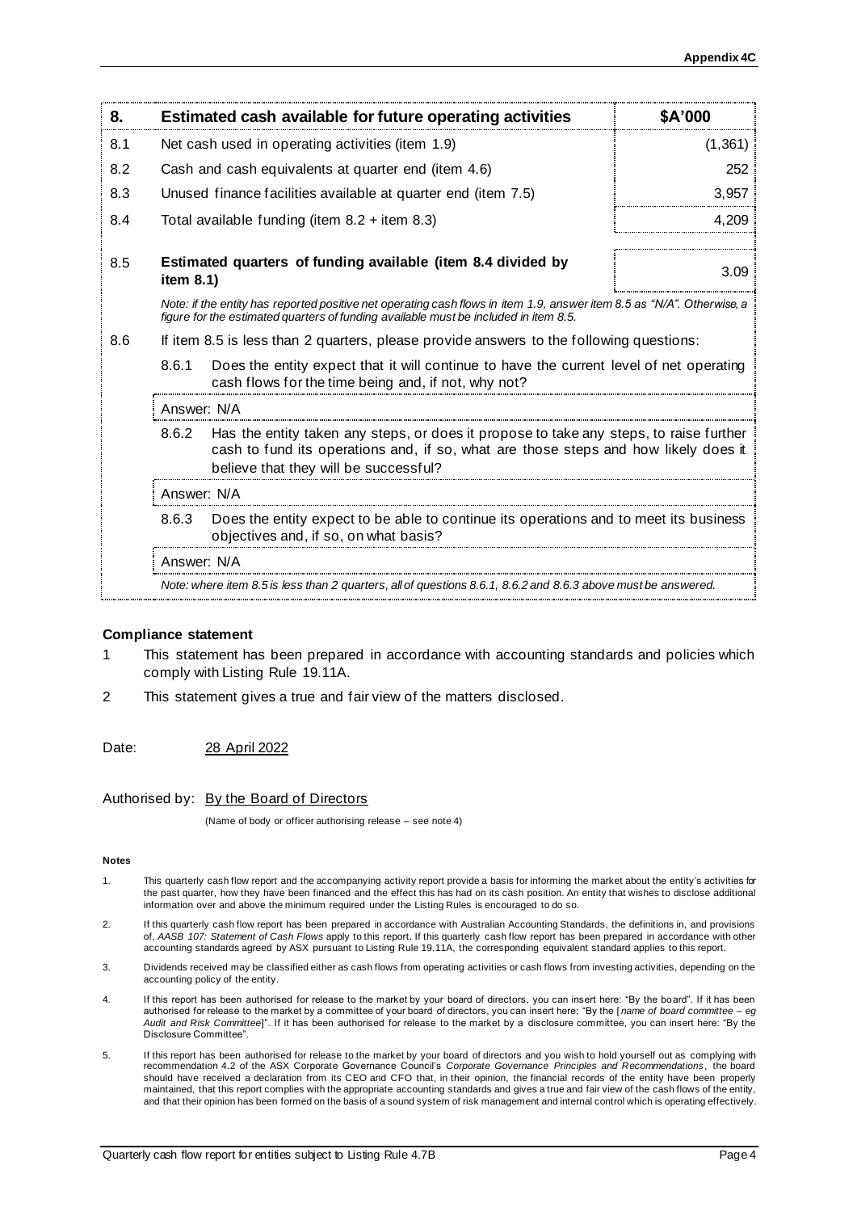| 8. | Estimated cash available for future operating activities | $A'000 |
|---|---|---|
| 8.1 | Net cash used in operating activities (item 1.9) | (1,361) |
| 8.2 | Cash and cash equivalents at quarter end (item 4.6) | 252 |
| 8.3 | Unused finance facilities available at quarter end (item 7.5) | 3,957 |
| 8.4 | Total available funding (item 8.2 + item 8.3) | 4,209 |
| 8.5 | **Estimated quarters of funding available (item 8.4 divided by item 8.1)** | 3.09 |

*Note: if the entity has reported positive net operating cash flows in item 1.9, answer item 8.5 as "N/A". Otherwise, a figure for the estimated quarters of funding available must be included in item 8.5.*

8.6 If item 8.5 is less than 2 quarters, please provide answers to the following questions:

8.6.1 Does the entity expect that it will continue to have the current level of net operating cash flows for the time being and, if not, why not?

Answer: N/A

8.6.2 Has the entity taken any steps, or does it propose to take any steps, to raise further cash to fund its operations and, if so, what are those steps and how likely does it believe that they will be successful?

Answer: N/A

8.6.3 Does the entity expect to be able to continue its operations and to meet its business objectives and, if so, on what basis?

Answer: N/A

*Note: where item 8.5 is less than 2 quarters, all of questions 8.6.1, 8.6.2 and 8.6.3 above must be answered.*

### Compliance statement

1 This statement has been prepared in accordance with accounting standards and policies which comply with Listing Rule 19.11A.

2 This statement gives a true and fair view of the matters disclosed.

Date: 28 April 2022

Authorised by: By the Board of Directors

(Name of body or officer authorising release – see note 4)

#### Notes

1. This quarterly cash flow report and the accompanying activity report provide a basis for informing the market about the entity's activities for the past quarter, how they have been financed and the effect this has had on its cash position. An entity that wishes to disclose additional information over and above the minimum required under the Listing Rules is encouraged to do so.
2. If this quarterly cash flow report has been prepared in accordance with Australian Accounting Standards, the definitions in, and provisions of, *AASB 107: Statement of Cash Flows* apply to this report. If this quarterly cash flow report has been prepared in accordance with other accounting standards agreed by ASX pursuant to Listing Rule 19.11A, the corresponding equivalent standard applies to this report.
3. Dividends received may be classified either as cash flows from operating activities or cash flows from investing activities, depending on the accounting policy of the entity.
4. If this report has been authorised for release to the market by your board of directors, you can insert here: "By the board". If it has been authorised for release to the market by a committee of your board of directors, you can insert here: "By the [*name of board committee – eg Audit and Risk Committee*]". If it has been authorised for release to the market by a disclosure committee, you can insert here: "By the Disclosure Committee".
5. If this report has been authorised for release to the market by your board of directors and you wish to hold yourself out as complying with recommendation 4.2 of the ASX Corporate Governance Council's *Corporate Governance Principles and Recommendations*, the board should have received a declaration from its CEO and CFO that, in their opinion, the financial records of the entity have been properly maintained, that this report complies with the appropriate accounting standards and gives a true and fair view of the cash flows of the entity, and that their opinion has been formed on the basis of a sound system of risk management and internal control which is operating effectively.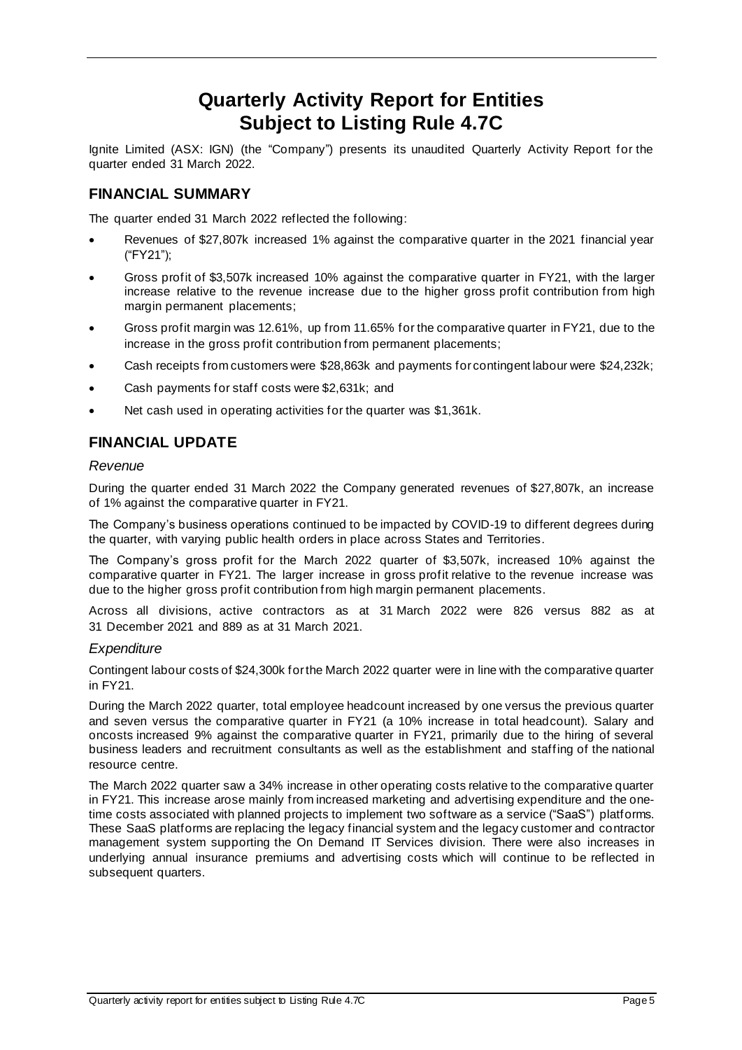# Quarterly Activity Report for Entities Subject to Listing Rule 4.7C

Ignite Limited (ASX: IGN) (the "Company") presents its unaudited Quarterly Activity Report for the quarter ended 31 March 2022.

## FINANCIAL SUMMARY

The quarter ended 31 March 2022 reflected the following:

- Revenues of $27,807k increased 1% against the comparative quarter in the 2021 financial year ("FY21");
- Gross profit of $3,507k increased 10% against the comparative quarter in FY21, with the larger increase relative to the revenue increase due to the higher gross profit contribution from high margin permanent placements;
- Gross profit margin was 12.61%, up from 11.65% for the comparative quarter in FY21, due to the increase in the gross profit contribution from permanent placements;
- Cash receipts from customers were $28,863k and payments for contingent labour were $24,232k;
- Cash payments for staff costs were $2,631k; and
- Net cash used in operating activities for the quarter was $1,361k.

## FINANCIAL UPDATE

### *Revenue*

During the quarter ended 31 March 2022 the Company generated revenues of $27,807k, an increase of 1% against the comparative quarter in FY21.

The Company's business operations continued to be impacted by COVID-19 to different degrees during the quarter, with varying public health orders in place across States and Territories.

The Company's gross profit for the March 2022 quarter of $3,507k, increased 10% against the comparative quarter in FY21. The larger increase in gross profit relative to the revenue increase was due to the higher gross profit contribution from high margin permanent placements.

Across all divisions, active contractors as at 31 March 2022 were 826 versus 882 as at 31 December 2021 and 889 as at 31 March 2021.

### *Expenditure*

Contingent labour costs of $24,300k for the March 2022 quarter were in line with the comparative quarter in FY21.

During the March 2022 quarter, total employee headcount increased by one versus the previous quarter and seven versus the comparative quarter in FY21 (a 10% increase in total headcount). Salary and oncosts increased 9% against the comparative quarter in FY21, primarily due to the hiring of several business leaders and recruitment consultants as well as the establishment and staffing of the national resource centre.

The March 2022 quarter saw a 34% increase in other operating costs relative to the comparative quarter in FY21. This increase arose mainly from increased marketing and advertising expenditure and the one-time costs associated with planned projects to implement two software as a service ("SaaS") platforms. These SaaS platforms are replacing the legacy financial system and the legacy customer and contractor management system supporting the On Demand IT Services division. There were also increases in underlying annual insurance premiums and advertising costs which will continue to be reflected in subsequent quarters.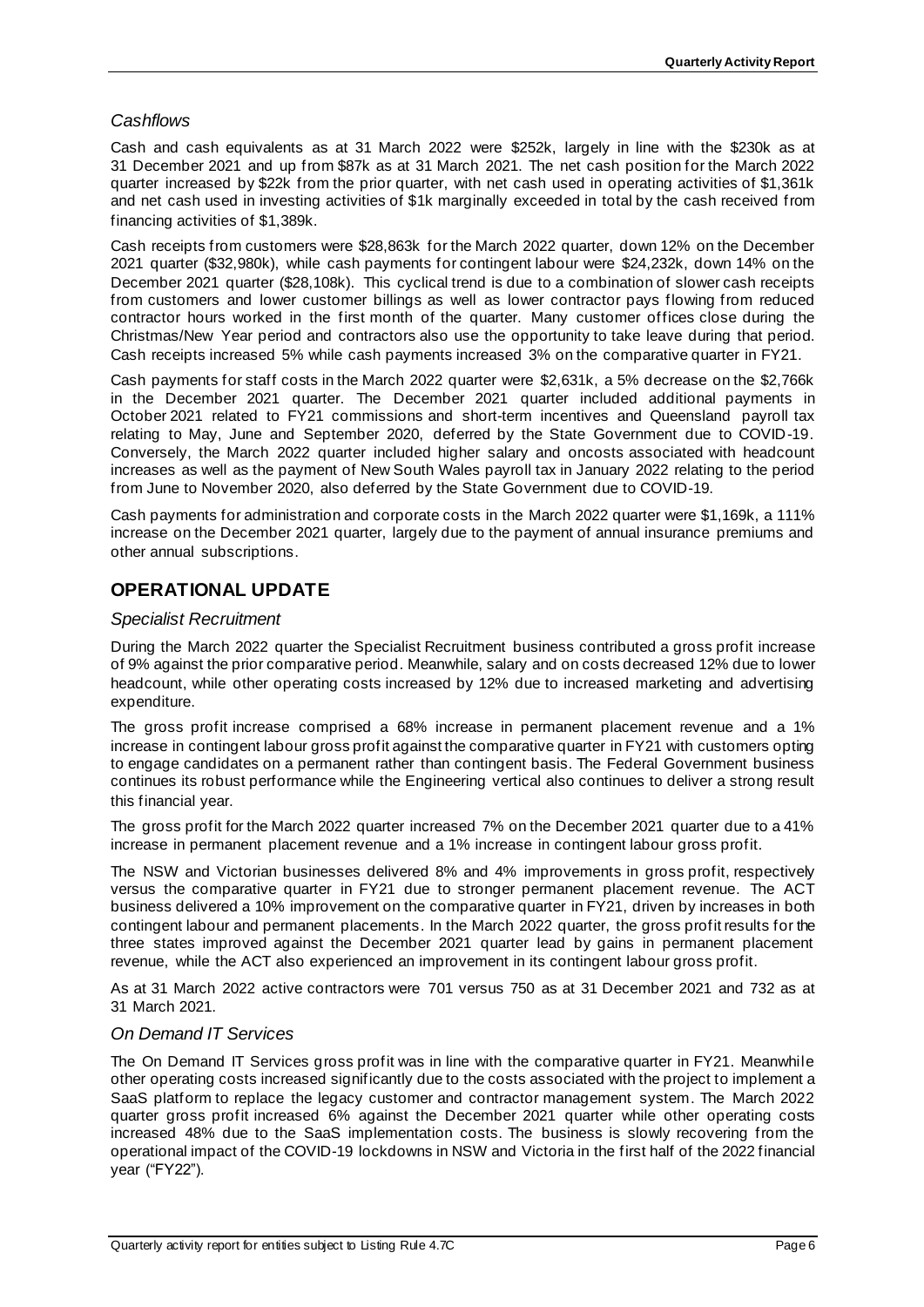### *Cashflows*

Cash and cash equivalents as at 31 March 2022 were $252k, largely in line with the $230k as at 31 December 2021 and up from $87k as at 31 March 2021. The net cash position for the March 2022 quarter increased by $22k from the prior quarter, with net cash used in operating activities of $1,361k and net cash used in investing activities of $1k marginally exceeded in total by the cash received from financing activities of $1,389k.

Cash receipts from customers were $28,863k for the March 2022 quarter, down 12% on the December 2021 quarter ($32,980k), while cash payments for contingent labour were $24,232k, down 14% on the December 2021 quarter ($28,108k). This cyclical trend is due to a combination of slower cash receipts from customers and lower customer billings as well as lower contractor pays flowing from reduced contractor hours worked in the first month of the quarter. Many customer offices close during the Christmas/New Year period and contractors also use the opportunity to take leave during that period. Cash receipts increased 5% while cash payments increased 3% on the comparative quarter in FY21.

Cash payments for staff costs in the March 2022 quarter were $2,631k, a 5% decrease on the $2,766k in the December 2021 quarter. The December 2021 quarter included additional payments in October 2021 related to FY21 commissions and short-term incentives and Queensland payroll tax relating to May, June and September 2020, deferred by the State Government due to COVID-19. Conversely, the March 2022 quarter included higher salary and oncosts associated with headcount increases as well as the payment of New South Wales payroll tax in January 2022 relating to the period from June to November 2020, also deferred by the State Government due to COVID-19.

Cash payments for administration and corporate costs in the March 2022 quarter were $1,169k, a 111% increase on the December 2021 quarter, largely due to the payment of annual insurance premiums and other annual subscriptions.

## OPERATIONAL UPDATE

### *Specialist Recruitment*

During the March 2022 quarter the Specialist Recruitment business contributed a gross profit increase of 9% against the prior comparative period. Meanwhile, salary and on costs decreased 12% due to lower headcount, while other operating costs increased by 12% due to increased marketing and advertising expenditure.

The gross profit increase comprised a 68% increase in permanent placement revenue and a 1% increase in contingent labour gross profit against the comparative quarter in FY21 with customers opting to engage candidates on a permanent rather than contingent basis. The Federal Government business continues its robust performance while the Engineering vertical also continues to deliver a strong result this financial year.

The gross profit for the March 2022 quarter increased 7% on the December 2021 quarter due to a 41% increase in permanent placement revenue and a 1% increase in contingent labour gross profit.

The NSW and Victorian businesses delivered 8% and 4% improvements in gross profit, respectively versus the comparative quarter in FY21 due to stronger permanent placement revenue. The ACT business delivered a 10% improvement on the comparative quarter in FY21, driven by increases in both contingent labour and permanent placements. In the March 2022 quarter, the gross profit results for the three states improved against the December 2021 quarter lead by gains in permanent placement revenue, while the ACT also experienced an improvement in its contingent labour gross profit.

As at 31 March 2022 active contractors were 701 versus 750 as at 31 December 2021 and 732 as at 31 March 2021.

### *On Demand IT Services*

The On Demand IT Services gross profit was in line with the comparative quarter in FY21. Meanwhile other operating costs increased significantly due to the costs associated with the project to implement a SaaS platform to replace the legacy customer and contractor management system. The March 2022 quarter gross profit increased 6% against the December 2021 quarter while other operating costs increased 48% due to the SaaS implementation costs. The business is slowly recovering from the operational impact of the COVID-19 lockdowns in NSW and Victoria in the first half of the 2022 financial year ("FY22").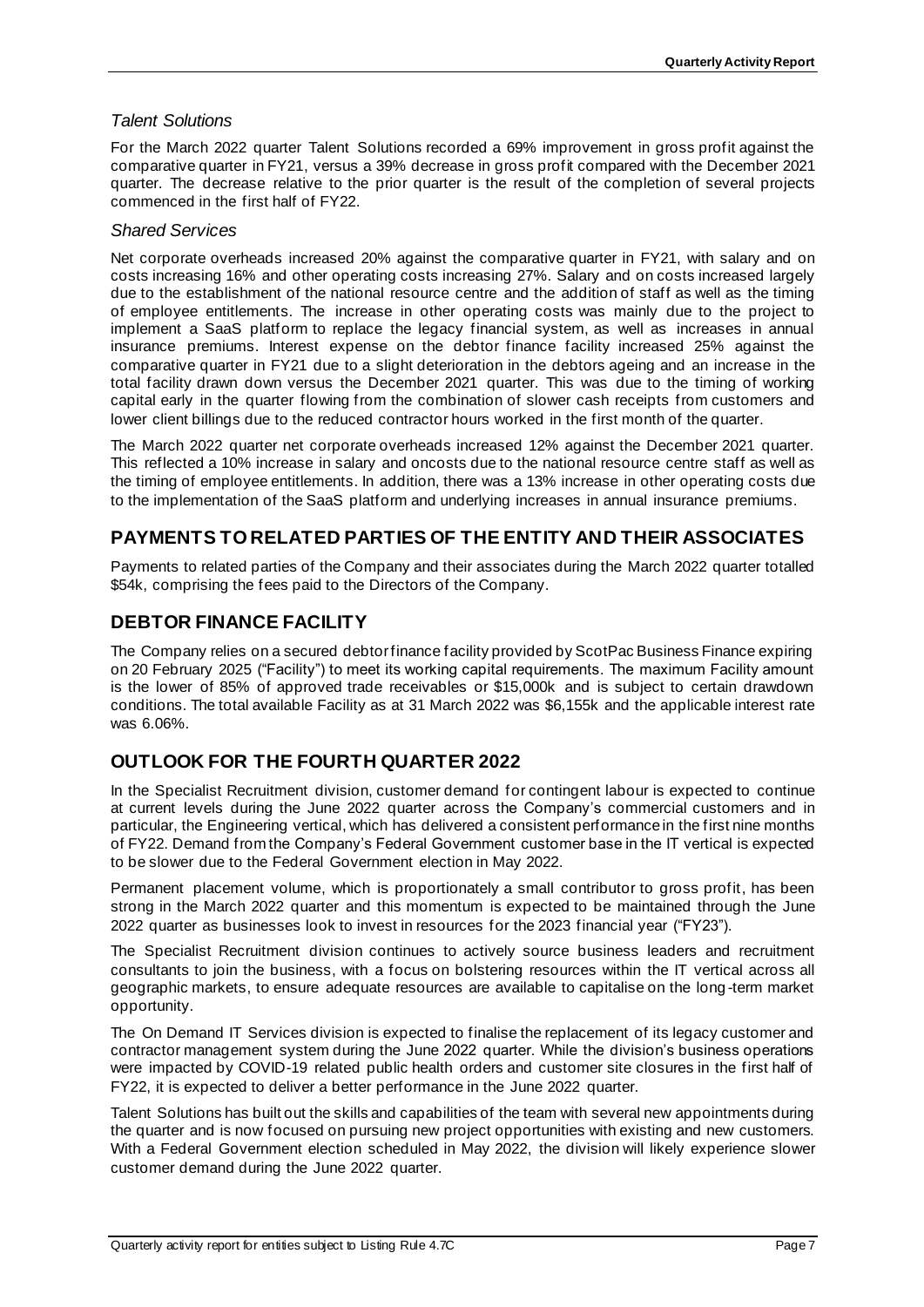*Talent Solutions*

For the March 2022 quarter Talent Solutions recorded a 69% improvement in gross profit against the comparative quarter in FY21, versus a 39% decrease in gross profit compared with the December 2021 quarter. The decrease relative to the prior quarter is the result of the completion of several projects commenced in the first half of FY22.

*Shared Services*

Net corporate overheads increased 20% against the comparative quarter in FY21, with salary and on costs increasing 16% and other operating costs increasing 27%. Salary and on costs increased largely due to the establishment of the national resource centre and the addition of staff as well as the timing of employee entitlements. The increase in other operating costs was mainly due to the project to implement a SaaS platform to replace the legacy financial system, as well as increases in annual insurance premiums. Interest expense on the debtor finance facility increased 25% against the comparative quarter in FY21 due to a slight deterioration in the debtors ageing and an increase in the total facility drawn down versus the December 2021 quarter. This was due to the timing of working capital early in the quarter flowing from the combination of slower cash receipts from customers and lower client billings due to the reduced contractor hours worked in the first month of the quarter.

The March 2022 quarter net corporate overheads increased 12% against the December 2021 quarter. This reflected a 10% increase in salary and oncosts due to the national resource centre staff as well as the timing of employee entitlements. In addition, there was a 13% increase in other operating costs due to the implementation of the SaaS platform and underlying increases in annual insurance premiums.

## PAYMENTS TO RELATED PARTIES OF THE ENTITY AND THEIR ASSOCIATES

Payments to related parties of the Company and their associates during the March 2022 quarter totalled $54k, comprising the fees paid to the Directors of the Company.

## DEBTOR FINANCE FACILITY

The Company relies on a secured debtor finance facility provided by ScotPac Business Finance expiring on 20 February 2025 ("Facility") to meet its working capital requirements. The maximum Facility amount is the lower of 85% of approved trade receivables or $15,000k and is subject to certain drawdown conditions. The total available Facility as at 31 March 2022 was $6,155k and the applicable interest rate was 6.06%.

## OUTLOOK FOR THE FOURTH QUARTER 2022

In the Specialist Recruitment division, customer demand for contingent labour is expected to continue at current levels during the June 2022 quarter across the Company's commercial customers and in particular, the Engineering vertical, which has delivered a consistent performance in the first nine months of FY22. Demand from the Company's Federal Government customer base in the IT vertical is expected to be slower due to the Federal Government election in May 2022.

Permanent placement volume, which is proportionately a small contributor to gross profit, has been strong in the March 2022 quarter and this momentum is expected to be maintained through the June 2022 quarter as businesses look to invest in resources for the 2023 financial year ("FY23").

The Specialist Recruitment division continues to actively source business leaders and recruitment consultants to join the business, with a focus on bolstering resources within the IT vertical across all geographic markets, to ensure adequate resources are available to capitalise on the long-term market opportunity.

The On Demand IT Services division is expected to finalise the replacement of its legacy customer and contractor management system during the June 2022 quarter. While the division's business operations were impacted by COVID-19 related public health orders and customer site closures in the first half of FY22, it is expected to deliver a better performance in the June 2022 quarter.

Talent Solutions has built out the skills and capabilities of the team with several new appointments during the quarter and is now focused on pursuing new project opportunities with existing and new customers. With a Federal Government election scheduled in May 2022, the division will likely experience slower customer demand during the June 2022 quarter.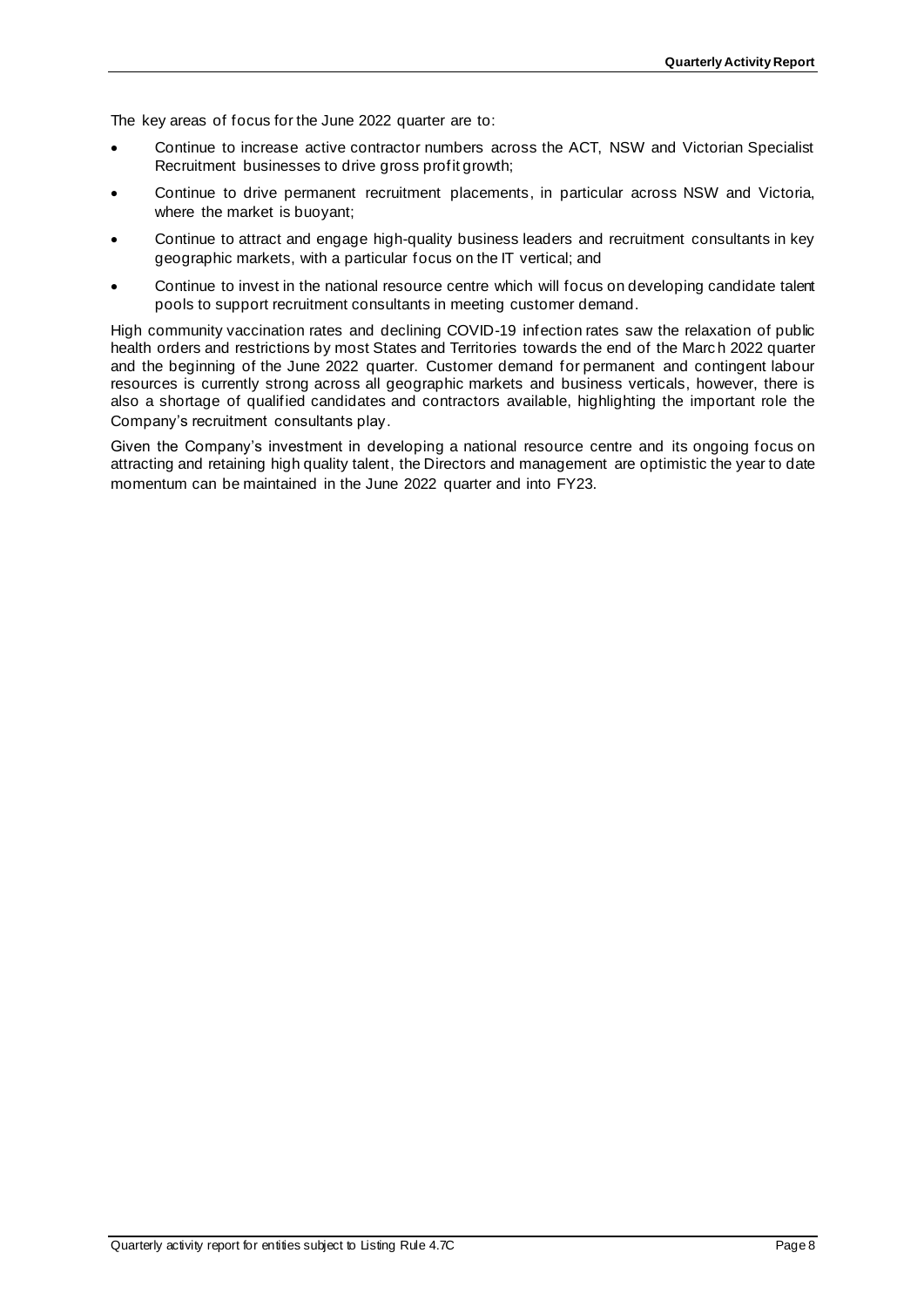The key areas of focus for the June 2022 quarter are to:

- Continue to increase active contractor numbers across the ACT, NSW and Victorian Specialist Recruitment businesses to drive gross profit growth;
- Continue to drive permanent recruitment placements, in particular across NSW and Victoria, where the market is buoyant;
- Continue to attract and engage high-quality business leaders and recruitment consultants in key geographic markets, with a particular focus on the IT vertical; and
- Continue to invest in the national resource centre which will focus on developing candidate talent pools to support recruitment consultants in meeting customer demand.

High community vaccination rates and declining COVID-19 infection rates saw the relaxation of public health orders and restrictions by most States and Territories towards the end of the March 2022 quarter and the beginning of the June 2022 quarter. Customer demand for permanent and contingent labour resources is currently strong across all geographic markets and business verticals, however, there is also a shortage of qualified candidates and contractors available, highlighting the important role the Company's recruitment consultants play.

Given the Company's investment in developing a national resource centre and its ongoing focus on attracting and retaining high quality talent, the Directors and management are optimistic the year to date momentum can be maintained in the June 2022 quarter and into FY23.